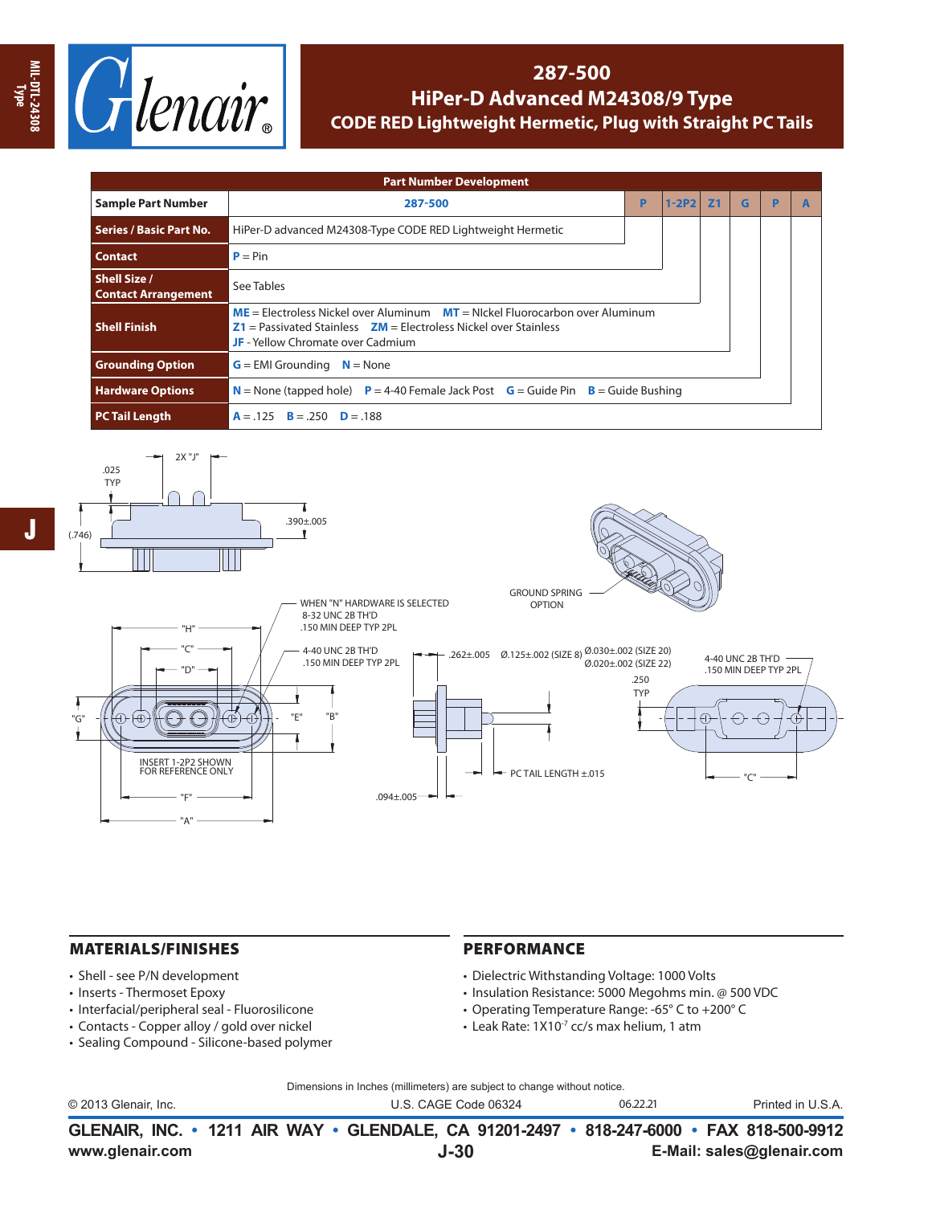# 287-500
## HiPer-D Advanced M24308/9 Type
## CODE RED Lightweight Hermetic, Plug with Straight PC Tails

| Part Number Development | | | | | | | |
|---|---|---|---|---|---|---|---|
| Sample Part Number | 287-500 | P | 1-2P2 | Z1 | G | P | A |
| Series / Basic Part No. | HiPer-D advanced M24308-Type CODE RED Lightweight Hermetic | | | | | | |
| Contact | P = Pin | | | | | | |
| Shell Size / Contact Arrangement | See Tables | | | | | | |
| Shell Finish | ME = Electroless Nickel over Aluminum MT = NIckel Fluorocarbon over Aluminum Z1 = Passivated Stainless ZM = Electroless Nickel over Stainless JF - Yellow Chromate over Cadmium | | | | | | |
| Grounding Option | G = EMI Grounding N = None | | | | | | |
| Hardware Options | N = None (tapped hole) P = 4-40 Female Jack Post G = Guide Pin B = Guide Bushing | | | | | | |
| PC Tail Length | A = .125 B = .250 D = .188 | | | | | | |

.025 TYP 2X "J" (.746) .390±.005

GROUND SPRING OPTION

WHEN "N" HARDWARE IS SELECTED 8-32 UNC 2B TH'D .150 MIN DEEP TYP 2PL

"H" "C" "D" "G" "E" "B" 4-40 UNC 2B TH'D .150 MIN DEEP TYP 2PL

INSERT 1-2P2 SHOWN FOR REFERENCE ONLY

"F" "A"

.262±.005 Ø.125±.002 (SIZE 8) Ø.030±.002 (SIZE 20) Ø.020±.002 (SIZE 22) .250 TYP

4-40 UNC 2B TH'D .150 MIN DEEP TYP 2PL

PC TAIL LENGTH ±.015 .094±.005 "C"

## MATERIALS/FINISHES

- Shell - see P/N development
- Inserts - Thermoset Epoxy
- Interfacial/peripheral seal - Fluorosilicone
- Contacts - Copper alloy / gold over nickel
- Sealing Compound - Silicone-based polymer

## PERFORMANCE

- Dielectric Withstanding Voltage: 1000 Volts
- Insulation Resistance: 5000 Megohms min. @ 500 VDC
- Operating Temperature Range: -65° C to +200° C
- Leak Rate: $1X10^{-7}$ cc/s max helium, 1 atm

Dimensions in Inches (millimeters) are subject to change without notice.

© 2013 Glenair, Inc. U.S. CAGE Code 06324 06.22.21 Printed in U.S.A.

GLENAIR, INC. • 1211 AIR WAY • GLENDALE, CA 91201-2497 • 818-247-6000 • FAX 818-500-9912
www.glenair.com E-Mail: sales@glenair.com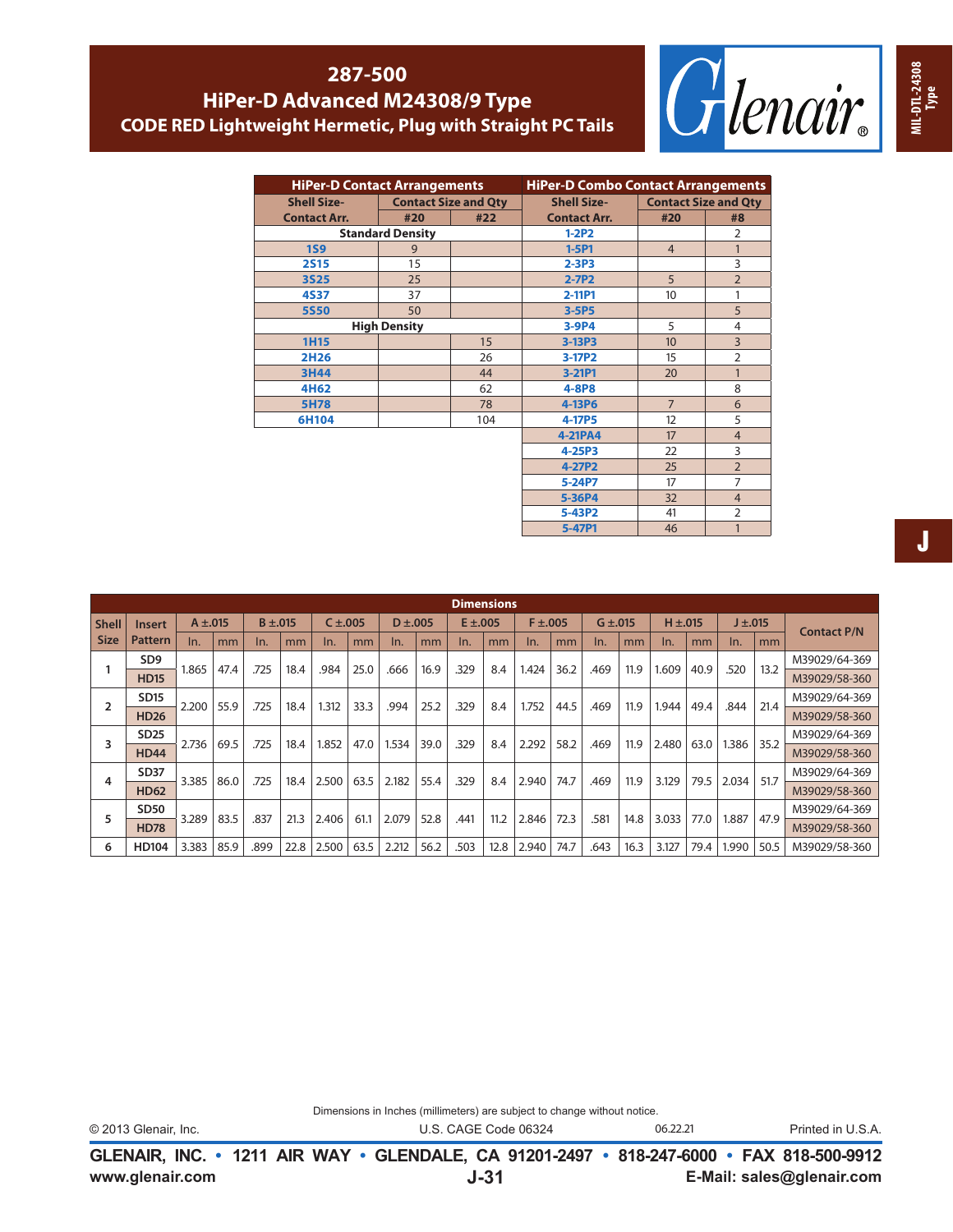# 287-500
## HiPer-D Advanced M24308/9 Type
### CODE RED Lightweight Hermetic, Plug with Straight PC Tails

| HiPer-D Contact Arrangements | | | HiPer-D Combo Contact Arrangements | | |
|---|---|---|---|---|---|
| Shell Size-Contact Arr. | Contact Size and Qty | | Shell Size-Contact Arr. | Contact Size and Qty | |
| | #20 | #22 | | #20 | #8 |
| **Standard Density** | | | 1-2P2 | | 2 |
| 1S9 | 9 | | 1-5P1 | 4 | 1 |
| 2S15 | 15 | | 2-3P3 | | 3 |
| 3S25 | 25 | | 2-7P2 | 5 | 2 |
| 4S37 | 37 | | 2-11P1 | 10 | 1 |
| 5S50 | 50 | | 3-5P5 | | 5 |
| **High Density** | | | 3-9P4 | 5 | 4 |
| 1H15 | | 15 | 3-13P3 | 10 | 3 |
| 2H26 | | 26 | 3-17P2 | 15 | 2 |
| 3H44 | | 44 | 3-21P1 | 20 | 1 |
| 4H62 | | 62 | 4-8P8 | | 8 |
| 5H78 | | 78 | 4-13P6 | 7 | 6 |
| 6H104 | | 104 | 4-17P5 | 12 | 5 |
| | | | 4-21PA4 | 17 | 4 |
| | | | 4-25P3 | 22 | 3 |
| | | | 4-27P2 | 25 | 2 |
| | | | 5-24P7 | 17 | 7 |
| | | | 5-36P4 | 32 | 4 |
| | | | 5-43P2 | 41 | 2 |
| | | | 5-47P1 | 46 | 1 |

**Dimensions**

| Shell Size | Insert Pattern | A ±.015 In. | A mm | B ±.015 In. | B mm | C ±.005 In. | C mm | D ±.005 In. | D mm | E ±.005 In. | E mm | F ±.005 In. | F mm | G ±.015 In. | G mm | H ±.015 In. | H mm | J ±.015 In. | J mm | Contact P/N |
|---|---|---|---|---|---|---|---|---|---|---|---|---|---|---|---|---|---|---|---|---|
| 1 | SD9 | 1.865 | 47.4 | .725 | 18.4 | .984 | 25.0 | .666 | 16.9 | .329 | 8.4 | 1.424 | 36.2 | .469 | 11.9 | 1.609 | 40.9 | .520 | 13.2 | M39029/64-369 |
| | HD15 | | | | | | | | | | | | | | | | | | | M39029/58-360 |
| 2 | SD15 | 2.200 | 55.9 | .725 | 18.4 | 1.312 | 33.3 | .994 | 25.2 | .329 | 8.4 | 1.752 | 44.5 | .469 | 11.9 | 1.944 | 49.4 | .844 | 21.4 | M39029/64-369 |
| | HD26 | | | | | | | | | | | | | | | | | | | M39029/58-360 |
| 3 | SD25 | 2.736 | 69.5 | .725 | 18.4 | 1.852 | 47.0 | 1.534 | 39.0 | .329 | 8.4 | 2.292 | 58.2 | .469 | 11.9 | 2.480 | 63.0 | 1.386 | 35.2 | M39029/64-369 |
| | HD44 | | | | | | | | | | | | | | | | | | | M39029/58-360 |
| 4 | SD37 | 3.385 | 86.0 | .725 | 18.4 | 2.500 | 63.5 | 2.182 | 55.4 | .329 | 8.4 | 2.940 | 74.7 | .469 | 11.9 | 3.129 | 79.5 | 2.034 | 51.7 | M39029/64-369 |
| | HD62 | | | | | | | | | | | | | | | | | | | M39029/58-360 |
| 5 | SD50 | 3.289 | 83.5 | .837 | 21.3 | 2.406 | 61.1 | 2.079 | 52.8 | .441 | 11.2 | 2.846 | 72.3 | .581 | 14.8 | 3.033 | 77.0 | 1.887 | 47.9 | M39029/64-369 |
| | HD78 | | | | | | | | | | | | | | | | | | | M39029/58-360 |
| 6 | HD104 | 3.383 | 85.9 | .899 | 22.8 | 2.500 | 63.5 | 2.212 | 56.2 | .503 | 12.8 | 2.940 | 74.7 | .643 | 16.3 | 3.127 | 79.4 | 1.990 | 50.5 | M39029/58-360 |

Dimensions in Inches (millimeters) are subject to change without notice.

© 2013 Glenair, Inc. U.S. CAGE Code 06324 06.22.21 Printed in U.S.A.

GLENAIR, INC. • 1211 AIR WAY • GLENDALE, CA 91201-2497 • 818-247-6000 • FAX 818-500-9912
www.glenair.com E-Mail: sales@glenair.com